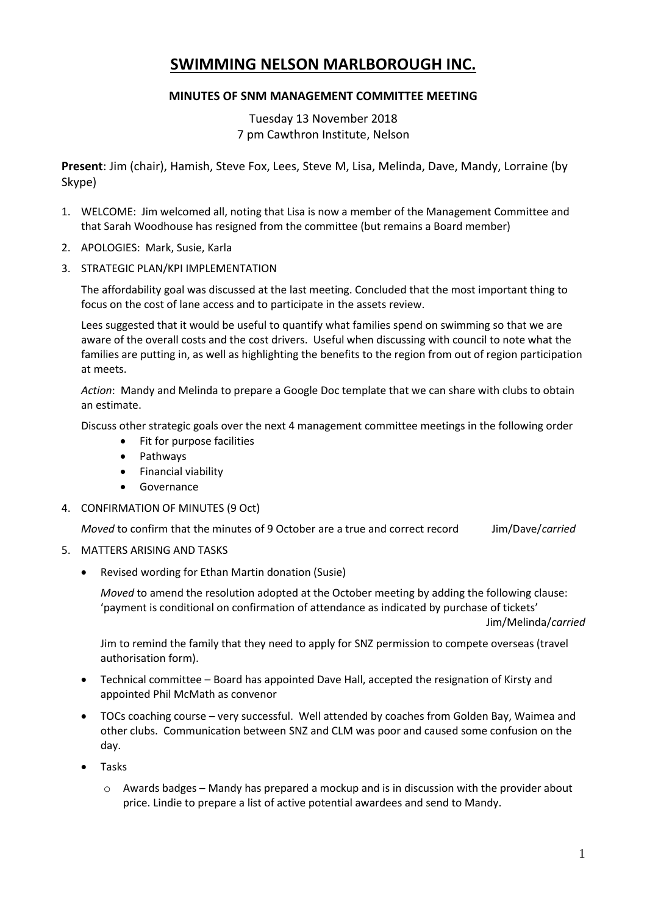# SWIMMING NELSON MARLBOROUGH INC.

**MINUTES OF SNM MANAGEMENT COMMITTEE MEETING**

Tuesday 13 November 2018
7 pm Cawthron Institute, Nelson

**Present**: Jim (chair), Hamish, Steve Fox, Lees, Steve M, Lisa, Melinda, Dave, Mandy, Lorraine (by Skype)

1. WELCOME: Jim welcomed all, noting that Lisa is now a member of the Management Committee and that Sarah Woodhouse has resigned from the committee (but remains a Board member)
2. APOLOGIES: Mark, Susie, Karla
3. STRATEGIC PLAN/KPI IMPLEMENTATION

   The affordability goal was discussed at the last meeting. Concluded that the most important thing to focus on the cost of lane access and to participate in the assets review.

   Lees suggested that it would be useful to quantify what families spend on swimming so that we are aware of the overall costs and the cost drivers. Useful when discussing with council to note what the families are putting in, as well as highlighting the benefits to the region from out of region participation at meets.

   *Action*: Mandy and Melinda to prepare a Google Doc template that we can share with clubs to obtain an estimate.

   Discuss other strategic goals over the next 4 management committee meetings in the following order
   - Fit for purpose facilities
   - Pathways
   - Financial viability
   - Governance
4. CONFIRMATION OF MINUTES (9 Oct)

   *Moved* to confirm that the minutes of 9 October are a true and correct record Jim/Dave/*carried*
5. MATTERS ARISING AND TASKS
   - Revised wording for Ethan Martin donation (Susie)

     *Moved* to amend the resolution adopted at the October meeting by adding the following clause: 'payment is conditional on confirmation of attendance as indicated by purchase of tickets' Jim/Melinda/*carried*

     Jim to remind the family that they need to apply for SNZ permission to compete overseas (travel authorisation form).
   - Technical committee – Board has appointed Dave Hall, accepted the resignation of Kirsty and appointed Phil McMath as convenor
   - TOCs coaching course – very successful. Well attended by coaches from Golden Bay, Waimea and other clubs. Communication between SNZ and CLM was poor and caused some confusion on the day.
   - Tasks
     - Awards badges – Mandy has prepared a mockup and is in discussion with the provider about price. Lindie to prepare a list of active potential awardees and send to Mandy.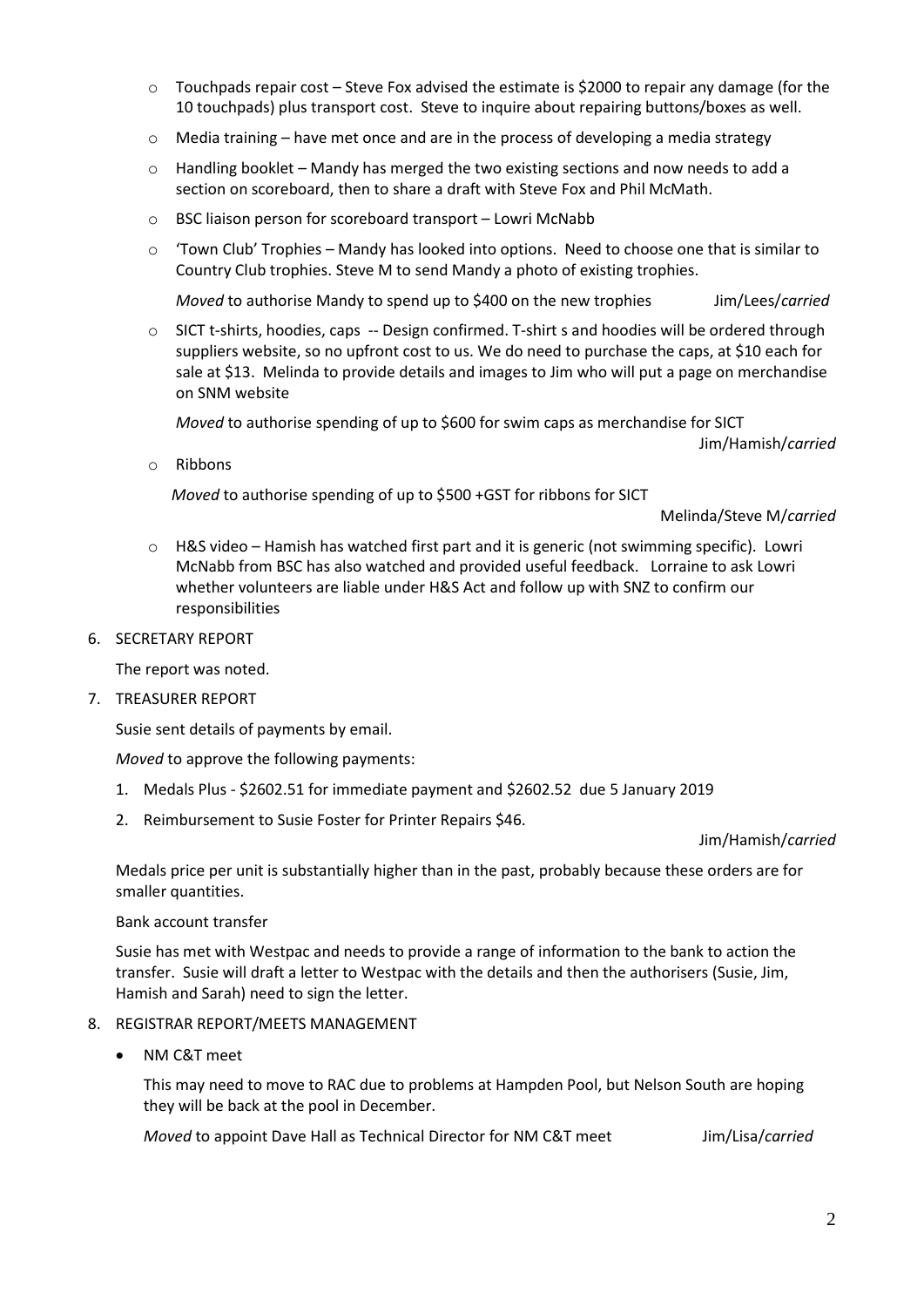- Touchpads repair cost – Steve Fox advised the estimate is $2000 to repair any damage (for the 10 touchpads) plus transport cost. Steve to inquire about repairing buttons/boxes as well.
- Media training – have met once and are in the process of developing a media strategy
- Handling booklet – Mandy has merged the two existing sections and now needs to add a section on scoreboard, then to share a draft with Steve Fox and Phil McMath.
- BSC liaison person for scoreboard transport – Lowri McNabb
- 'Town Club' Trophies – Mandy has looked into options. Need to choose one that is similar to Country Club trophies. Steve M to send Mandy a photo of existing trophies.

  *Moved* to authorise Mandy to spend up to $400 on the new trophies Jim/Lees/*carried*

- SICT t-shirts, hoodies, caps -- Design confirmed. T-shirt s and hoodies will be ordered through suppliers website, so no upfront cost to us. We do need to purchase the caps, at $10 each for sale at $13. Melinda to provide details and images to Jim who will put a page on merchandise on SNM website

  *Moved* to authorise spending of up to $600 for swim caps as merchandise for SICT
  Jim/Hamish/*carried*

- Ribbons

  *Moved* to authorise spending of up to $500 +GST for ribbons for SICT
  Melinda/Steve M/*carried*

- H&S video – Hamish has watched first part and it is generic (not swimming specific). Lowri McNabb from BSC has also watched and provided useful feedback. Lorraine to ask Lowri whether volunteers are liable under H&S Act and follow up with SNZ to confirm our responsibilities

6. SECRETARY REPORT

   The report was noted.

7. TREASURER REPORT

   Susie sent details of payments by email.

   *Moved* to approve the following payments:

   1. Medals Plus - $2602.51 for immediate payment and $2602.52 due 5 January 2019
   2. Reimbursement to Susie Foster for Printer Repairs $46.

   Jim/Hamish/*carried*

   Medals price per unit is substantially higher than in the past, probably because these orders are for smaller quantities.

   Bank account transfer

   Susie has met with Westpac and needs to provide a range of information to the bank to action the transfer. Susie will draft a letter to Westpac with the details and then the authorisers (Susie, Jim, Hamish and Sarah) need to sign the letter.

8. REGISTRAR REPORT/MEETS MANAGEMENT

   - NM C&T meet

     This may need to move to RAC due to problems at Hampden Pool, but Nelson South are hoping they will be back at the pool in December.

     *Moved* to appoint Dave Hall as Technical Director for NM C&T meet Jim/Lisa/*carried*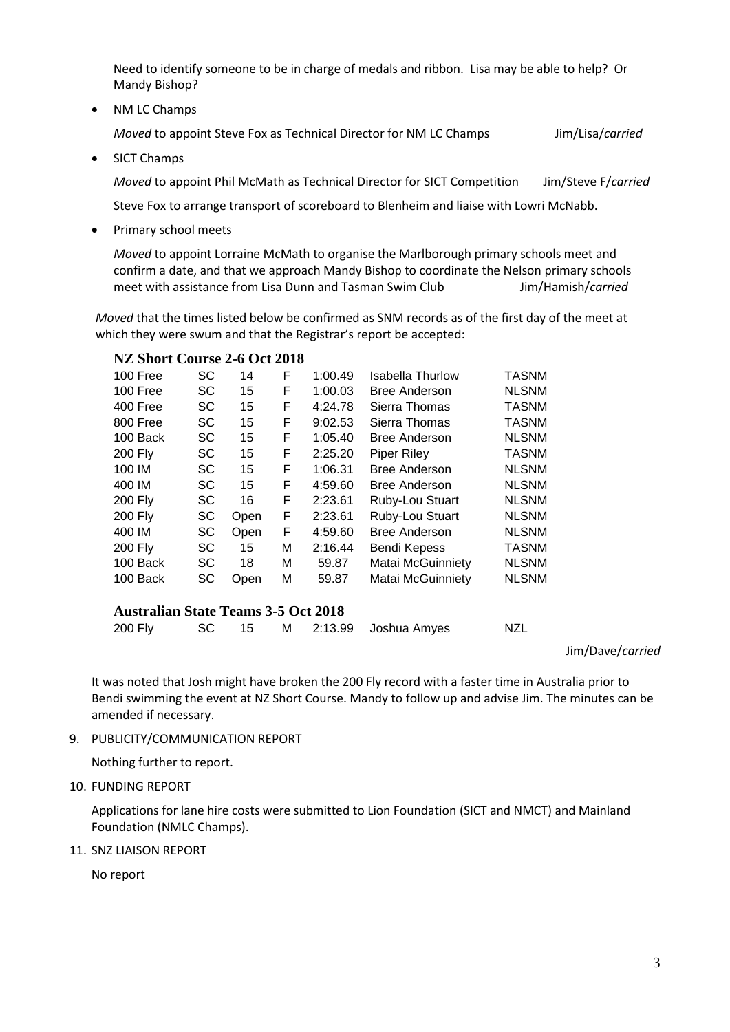Need to identify someone to be in charge of medals and ribbon. Lisa may be able to help? Or Mandy Bishop?

- NM LC Champs

  *Moved* to appoint Steve Fox as Technical Director for NM LC Champs Jim/Lisa/*carried*

- SICT Champs

  *Moved* to appoint Phil McMath as Technical Director for SICT Competition Jim/Steve F/*carried*

  Steve Fox to arrange transport of scoreboard to Blenheim and liaise with Lowri McNabb.

- Primary school meets

  *Moved* to appoint Lorraine McMath to organise the Marlborough primary schools meet and confirm a date, and that we approach Mandy Bishop to coordinate the Nelson primary schools meet with assistance from Lisa Dunn and Tasman Swim Club Jim/Hamish/*carried*

*Moved* that the times listed below be confirmed as SNM records as of the first day of the meet at which they were swum and that the Registrar's report be accepted:

**NZ Short Course 2-6 Oct 2018**

| | | | | | | |
|---|---|---|---|---|---|---|
| 100 Free | SC | 14 | F | 1:00.49 | Isabella Thurlow | TASNM |
| 100 Free | SC | 15 | F | 1:00.03 | Bree Anderson | NLSNM |
| 400 Free | SC | 15 | F | 4:24.78 | Sierra Thomas | TASNM |
| 800 Free | SC | 15 | F | 9:02.53 | Sierra Thomas | TASNM |
| 100 Back | SC | 15 | F | 1:05.40 | Bree Anderson | NLSNM |
| 200 Fly | SC | 15 | F | 2:25.20 | Piper Riley | TASNM |
| 100 IM | SC | 15 | F | 1:06.31 | Bree Anderson | NLSNM |
| 400 IM | SC | 15 | F | 4:59.60 | Bree Anderson | NLSNM |
| 200 Fly | SC | 16 | F | 2:23.61 | Ruby-Lou Stuart | NLSNM |
| 200 Fly | SC | Open | F | 2:23.61 | Ruby-Lou Stuart | NLSNM |
| 400 IM | SC | Open | F | 4:59.60 | Bree Anderson | NLSNM |
| 200 Fly | SC | 15 | M | 2:16.44 | Bendi Kepess | TASNM |
| 100 Back | SC | 18 | M | 59.87 | Matai McGuinniety | NLSNM |
| 100 Back | SC | Open | M | 59.87 | Matai McGuinniety | NLSNM |

**Australian State Teams 3-5 Oct 2018**

| | | | | | | |
|---|---|---|---|---|---|---|
| 200 Fly | SC | 15 | M | 2:13.99 | Joshua Amyes | NZL |

Jim/Dave/*carried*

It was noted that Josh might have broken the 200 Fly record with a faster time in Australia prior to Bendi swimming the event at NZ Short Course. Mandy to follow up and advise Jim. The minutes can be amended if necessary.

9. PUBLICITY/COMMUNICATION REPORT

   Nothing further to report.

10. FUNDING REPORT

    Applications for lane hire costs were submitted to Lion Foundation (SICT and NMCT) and Mainland Foundation (NMLC Champs).

11. SNZ LIAISON REPORT

    No report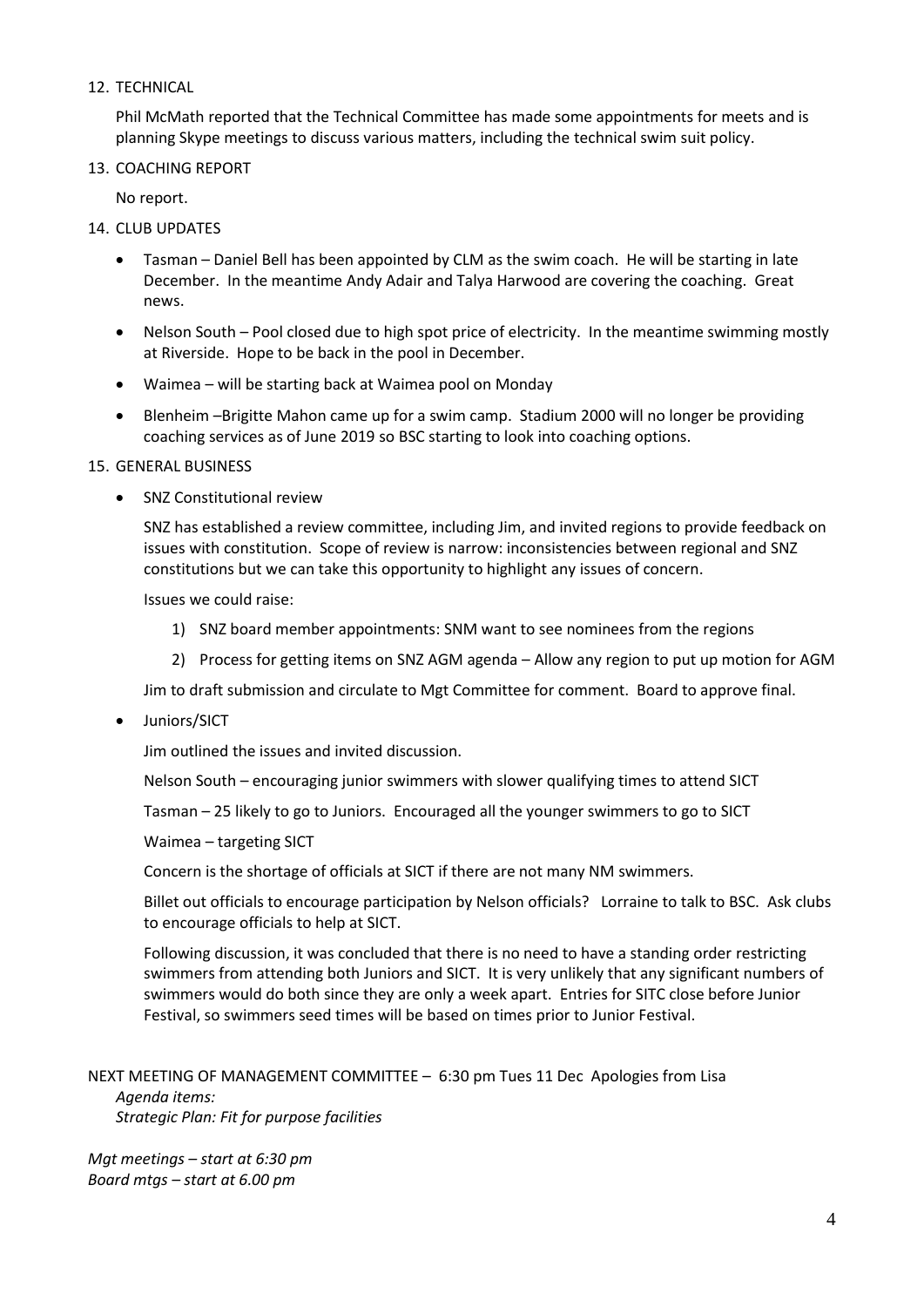12. TECHNICAL

    Phil McMath reported that the Technical Committee has made some appointments for meets and is planning Skype meetings to discuss various matters, including the technical swim suit policy.

13. COACHING REPORT

    No report.

14. CLUB UPDATES

    - Tasman – Daniel Bell has been appointed by CLM as the swim coach. He will be starting in late December. In the meantime Andy Adair and Talya Harwood are covering the coaching. Great news.
    - Nelson South – Pool closed due to high spot price of electricity. In the meantime swimming mostly at Riverside. Hope to be back in the pool in December.
    - Waimea – will be starting back at Waimea pool on Monday
    - Blenheim –Brigitte Mahon came up for a swim camp. Stadium 2000 will no longer be providing coaching services as of June 2019 so BSC starting to look into coaching options.

15. GENERAL BUSINESS

    - SNZ Constitutional review

      SNZ has established a review committee, including Jim, and invited regions to provide feedback on issues with constitution. Scope of review is narrow: inconsistencies between regional and SNZ constitutions but we can take this opportunity to highlight any issues of concern.

      Issues we could raise:

      1) SNZ board member appointments: SNM want to see nominees from the regions
      2) Process for getting items on SNZ AGM agenda – Allow any region to put up motion for AGM

      Jim to draft submission and circulate to Mgt Committee for comment. Board to approve final.

    - Juniors/SICT

      Jim outlined the issues and invited discussion.

      Nelson South – encouraging junior swimmers with slower qualifying times to attend SICT

      Tasman – 25 likely to go to Juniors. Encouraged all the younger swimmers to go to SICT

      Waimea – targeting SICT

      Concern is the shortage of officials at SICT if there are not many NM swimmers.

      Billet out officials to encourage participation by Nelson officials? Lorraine to talk to BSC. Ask clubs to encourage officials to help at SICT.

      Following discussion, it was concluded that there is no need to have a standing order restricting swimmers from attending both Juniors and SICT. It is very unlikely that any significant numbers of swimmers would do both since they are only a week apart. Entries for SITC close before Junior Festival, so swimmers seed times will be based on times prior to Junior Festival.

NEXT MEETING OF MANAGEMENT COMMITTEE – 6:30 pm Tues 11 Dec Apologies from Lisa

*Agenda items:*

*Strategic Plan: Fit for purpose facilities*

*Mgt meetings – start at 6:30 pm*

*Board mtgs – start at 6.00 pm*